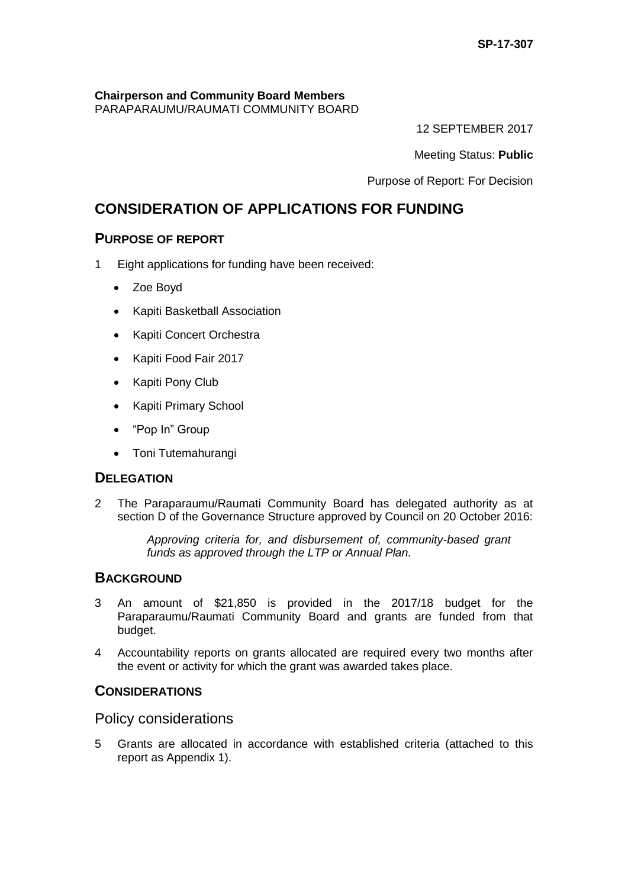SP-17-307

**Chairperson and Community Board Members**
PARAPARAUMU/RAUMATI COMMUNITY BOARD

12 SEPTEMBER 2017

Meeting Status: **Public**

Purpose of Report: For Decision

# CONSIDERATION OF APPLICATIONS FOR FUNDING

## PURPOSE OF REPORT

1 Eight applications for funding have been received:

- Zoe Boyd
- Kapiti Basketball Association
- Kapiti Concert Orchestra
- Kapiti Food Fair 2017
- Kapiti Pony Club
- Kapiti Primary School
- "Pop In" Group
- Toni Tutemahurangi

## DELEGATION

2 The Paraparaumu/Raumati Community Board has delegated authority as at section D of the Governance Structure approved by Council on 20 October 2016:

> *Approving criteria for, and disbursement of, community-based grant funds as approved through the LTP or Annual Plan.*

## BACKGROUND

3 An amount of $21,850 is provided in the 2017/18 budget for the Paraparaumu/Raumati Community Board and grants are funded from that budget.

4 Accountability reports on grants allocated are required every two months after the event or activity for which the grant was awarded takes place.

## CONSIDERATIONS

### Policy considerations

5 Grants are allocated in accordance with established criteria (attached to this report as Appendix 1).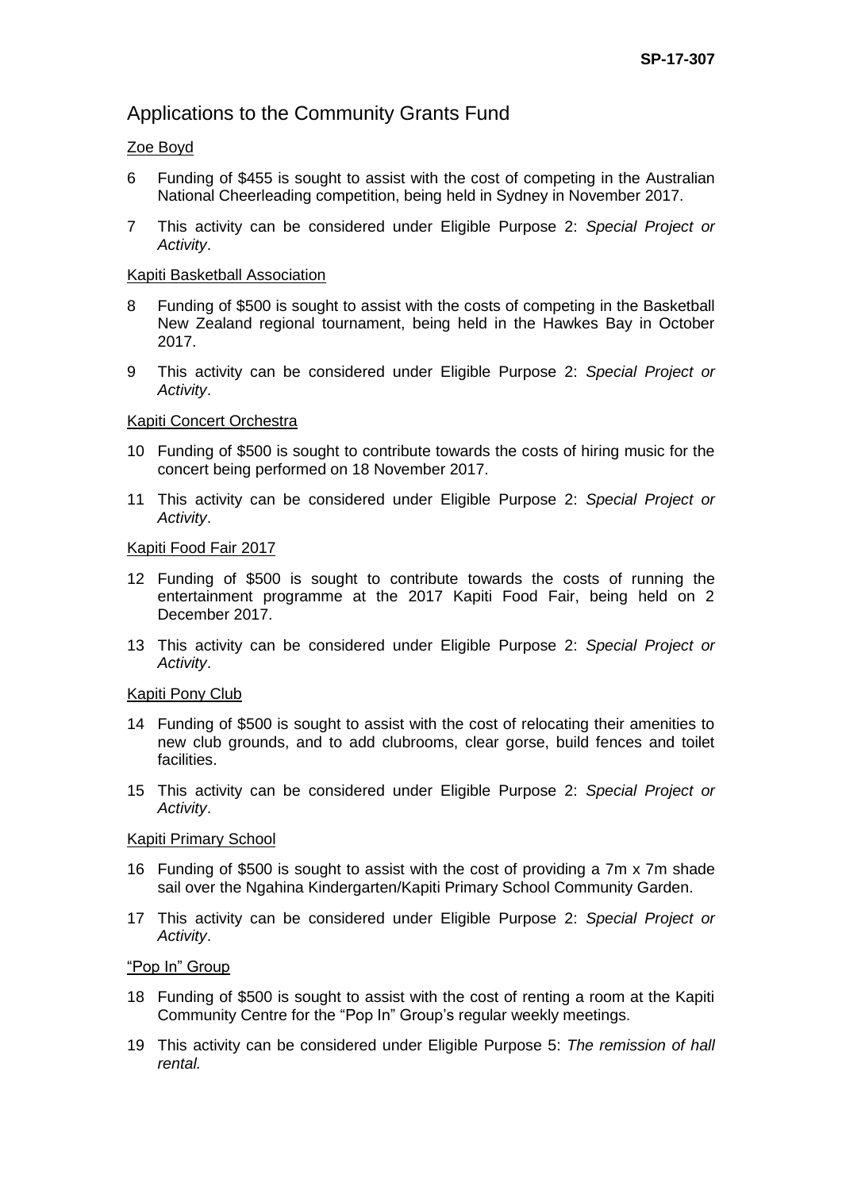SP-17-307

## Applications to the Community Grants Fund

Zoe Boyd

6 Funding of $455 is sought to assist with the cost of competing in the Australian National Cheerleading competition, being held in Sydney in November 2017.

7 This activity can be considered under Eligible Purpose 2: *Special Project or Activity*.

Kapiti Basketball Association

8 Funding of $500 is sought to assist with the costs of competing in the Basketball New Zealand regional tournament, being held in the Hawkes Bay in October 2017.

9 This activity can be considered under Eligible Purpose 2: *Special Project or Activity*.

Kapiti Concert Orchestra

10 Funding of $500 is sought to contribute towards the costs of hiring music for the concert being performed on 18 November 2017.

11 This activity can be considered under Eligible Purpose 2: *Special Project or Activity*.

Kapiti Food Fair 2017

12 Funding of $500 is sought to contribute towards the costs of running the entertainment programme at the 2017 Kapiti Food Fair, being held on 2 December 2017.

13 This activity can be considered under Eligible Purpose 2: *Special Project or Activity*.

Kapiti Pony Club

14 Funding of $500 is sought to assist with the cost of relocating their amenities to new club grounds, and to add clubrooms, clear gorse, build fences and toilet facilities.

15 This activity can be considered under Eligible Purpose 2: *Special Project or Activity*.

Kapiti Primary School

16 Funding of $500 is sought to assist with the cost of providing a 7m x 7m shade sail over the Ngahina Kindergarten/Kapiti Primary School Community Garden.

17 This activity can be considered under Eligible Purpose 2: *Special Project or Activity*.

"Pop In" Group

18 Funding of $500 is sought to assist with the cost of renting a room at the Kapiti Community Centre for the "Pop In" Group's regular weekly meetings.

19 This activity can be considered under Eligible Purpose 5: *The remission of hall rental.*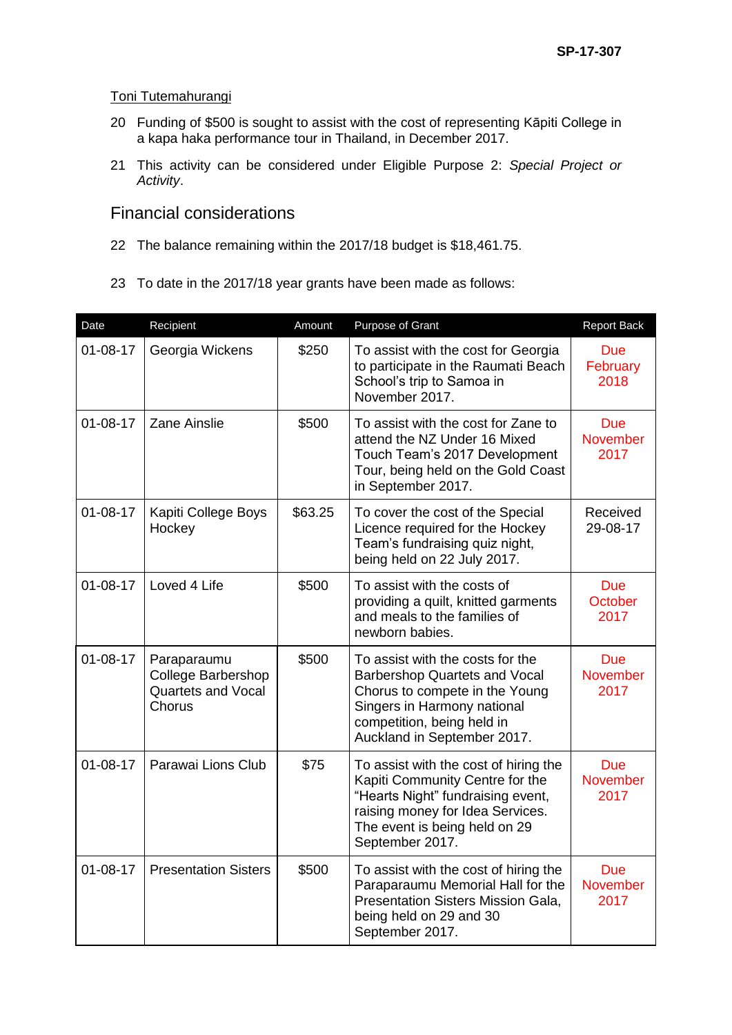Toni Tutemahurangi

20 Funding of $500 is sought to assist with the cost of representing Kāpiti College in a kapa haka performance tour in Thailand, in December 2017.

21 This activity can be considered under Eligible Purpose 2: *Special Project or Activity*.

## Financial considerations

22 The balance remaining within the 2017/18 budget is $18,461.75.

23 To date in the 2017/18 year grants have been made as follows:

| Date | Recipient | Amount | Purpose of Grant | Report Back |
|---|---|---|---|---|
| 01-08-17 | Georgia Wickens | $250 | To assist with the cost for Georgia to participate in the Raumati Beach School's trip to Samoa in November 2017. | Due February 2018 |
| 01-08-17 | Zane Ainslie | $500 | To assist with the cost for Zane to attend the NZ Under 16 Mixed Touch Team's 2017 Development Tour, being held on the Gold Coast in September 2017. | Due November 2017 |
| 01-08-17 | Kapiti College Boys Hockey | $63.25 | To cover the cost of the Special Licence required for the Hockey Team's fundraising quiz night, being held on 22 July 2017. | Received 29-08-17 |
| 01-08-17 | Loved 4 Life | $500 | To assist with the costs of providing a quilt, knitted garments and meals to the families of newborn babies. | Due October 2017 |
| 01-08-17 | Paraparaumu College Barbershop Quartets and Vocal Chorus | $500 | To assist with the costs for the Barbershop Quartets and Vocal Chorus to compete in the Young Singers in Harmony national competition, being held in Auckland in September 2017. | Due November 2017 |
| 01-08-17 | Parawai Lions Club | $75 | To assist with the cost of hiring the Kapiti Community Centre for the "Hearts Night" fundraising event, raising money for Idea Services. The event is being held on 29 September 2017. | Due November 2017 |
| 01-08-17 | Presentation Sisters | $500 | To assist with the cost of hiring the Paraparaumu Memorial Hall for the Presentation Sisters Mission Gala, being held on 29 and 30 September 2017. | Due November 2017 |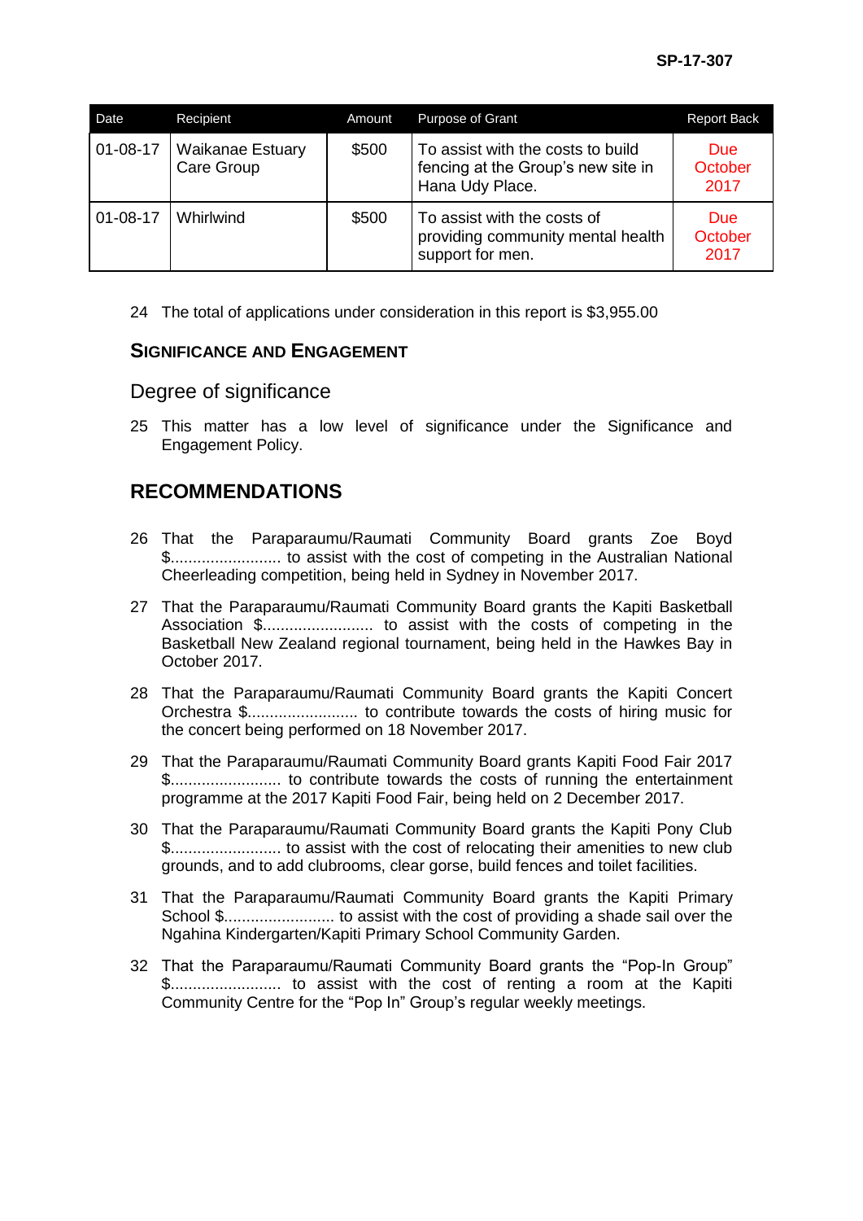| Date | Recipient | Amount | Purpose of Grant | Report Back |
|---|---|---|---|---|
| 01-08-17 | Waikanae Estuary Care Group | $500 | To assist with the costs to build fencing at the Group's new site in Hana Udy Place. | Due October 2017 |
| 01-08-17 | Whirlwind | $500 | To assist with the costs of providing community mental health support for men. | Due October 2017 |

24 The total of applications under consideration in this report is $3,955.00

## SIGNIFICANCE AND ENGAGEMENT

### Degree of significance

25 This matter has a low level of significance under the Significance and Engagement Policy.

## RECOMMENDATIONS

26 That the Paraparaumu/Raumati Community Board grants Zoe Boyd $......................... to assist with the cost of competing in the Australian National Cheerleading competition, being held in Sydney in November 2017.

27 That the Paraparaumu/Raumati Community Board grants the Kapiti Basketball Association $......................... to assist with the costs of competing in the Basketball New Zealand regional tournament, being held in the Hawkes Bay in October 2017.

28 That the Paraparaumu/Raumati Community Board grants the Kapiti Concert Orchestra $......................... to contribute towards the costs of hiring music for the concert being performed on 18 November 2017.

29 That the Paraparaumu/Raumati Community Board grants Kapiti Food Fair 2017 $......................... to contribute towards the costs of running the entertainment programme at the 2017 Kapiti Food Fair, being held on 2 December 2017.

30 That the Paraparaumu/Raumati Community Board grants the Kapiti Pony Club $......................... to assist with the cost of relocating their amenities to new club grounds, and to add clubrooms, clear gorse, build fences and toilet facilities.

31 That the Paraparaumu/Raumati Community Board grants the Kapiti Primary School $......................... to assist with the cost of providing a shade sail over the Ngahina Kindergarten/Kapiti Primary School Community Garden.

32 That the Paraparaumu/Raumati Community Board grants the "Pop-In Group" $......................... to assist with the cost of renting a room at the Kapiti Community Centre for the "Pop In" Group's regular weekly meetings.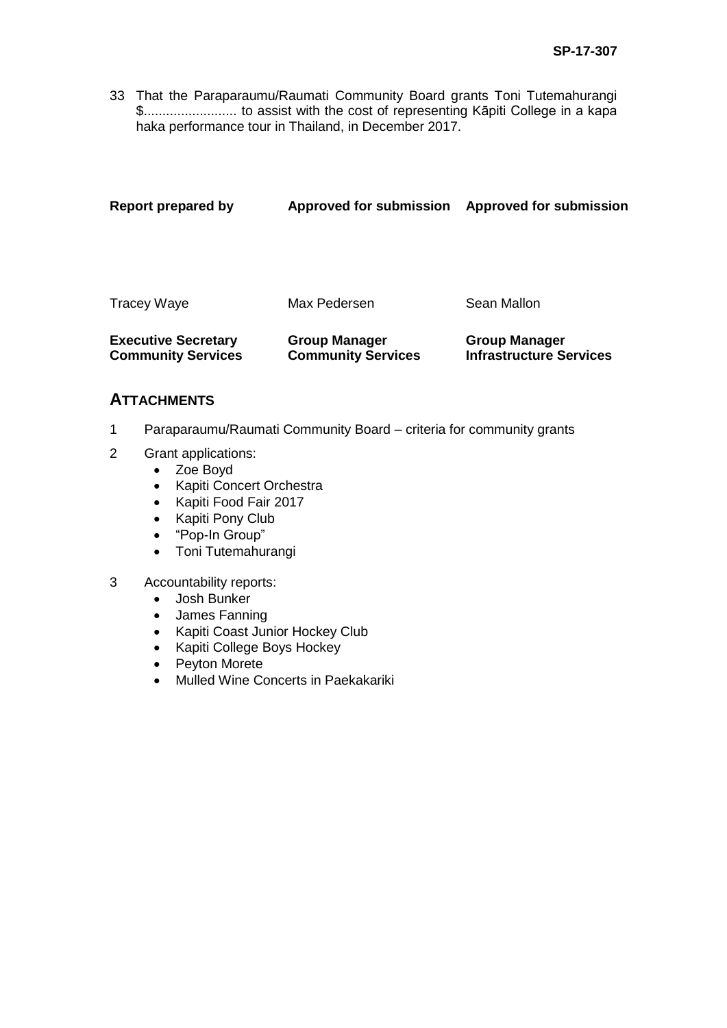33 That the Paraparaumu/Raumati Community Board grants Toni Tutemahurangi $......................... to assist with the cost of representing Kāpiti College in a kapa haka performance tour in Thailand, in December 2017.

| **Report prepared by** | **Approved for submission** | **Approved for submission** |
|---|---|---|
| Tracey Waye | Max Pedersen | Sean Mallon |
| **Executive Secretary Community Services** | **Group Manager Community Services** | **Group Manager Infrastructure Services** |

## ATTACHMENTS

1 Paraparaumu/Raumati Community Board – criteria for community grants

2 Grant applications:
- Zoe Boyd
- Kapiti Concert Orchestra
- Kapiti Food Fair 2017
- Kapiti Pony Club
- "Pop-In Group"
- Toni Tutemahurangi

3 Accountability reports:
- Josh Bunker
- James Fanning
- Kapiti Coast Junior Hockey Club
- Kapiti College Boys Hockey
- Peyton Morete
- Mulled Wine Concerts in Paekakariki